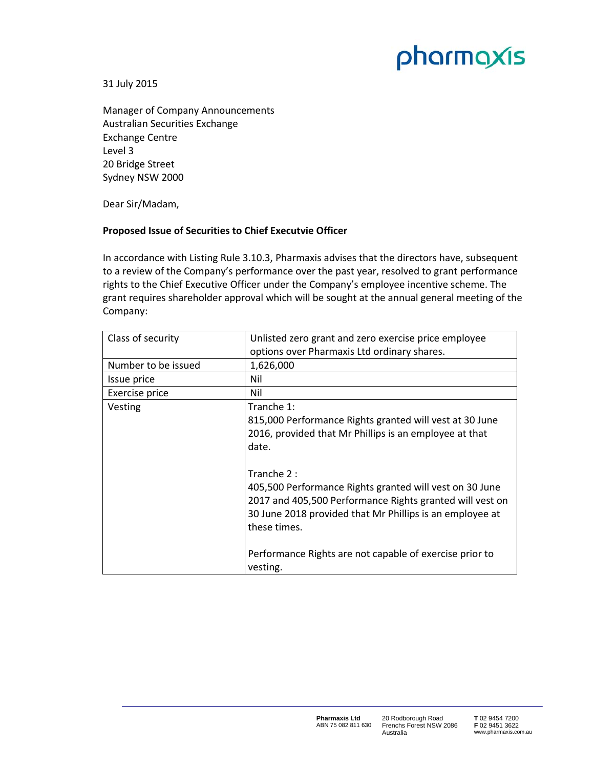31 July 2015

Manager of Company Announcements
Australian Securities Exchange
Exchange Centre
Level 3
20 Bridge Street
Sydney NSW 2000

Dear Sir/Madam,

**Proposed Issue of Securities to Chief Executvie Officer**

In accordance with Listing Rule 3.10.3, Pharmaxis advises that the directors have, subsequent to a review of the Company's performance over the past year, resolved to grant performance rights to the Chief Executive Officer under the Company's employee incentive scheme. The grant requires shareholder approval which will be sought at the annual general meeting of the Company:

| Class of security | Unlisted zero grant and zero exercise price employee options over Pharmaxis Ltd ordinary shares. |
|---|---|
| Number to be issued | 1,626,000 |
| Issue price | Nil |
| Exercise price | Nil |
| Vesting | Tranche 1:<br>815,000 Performance Rights granted will vest at 30 June 2016, provided that Mr Phillips is an employee at that date.<br><br>Tranche 2 :<br>405,500 Performance Rights granted will vest on 30 June 2017 and 405,500 Performance Rights granted will vest on 30 June 2018 provided that Mr Phillips is an employee at these times.<br><br>Performance Rights are not capable of exercise prior to vesting. |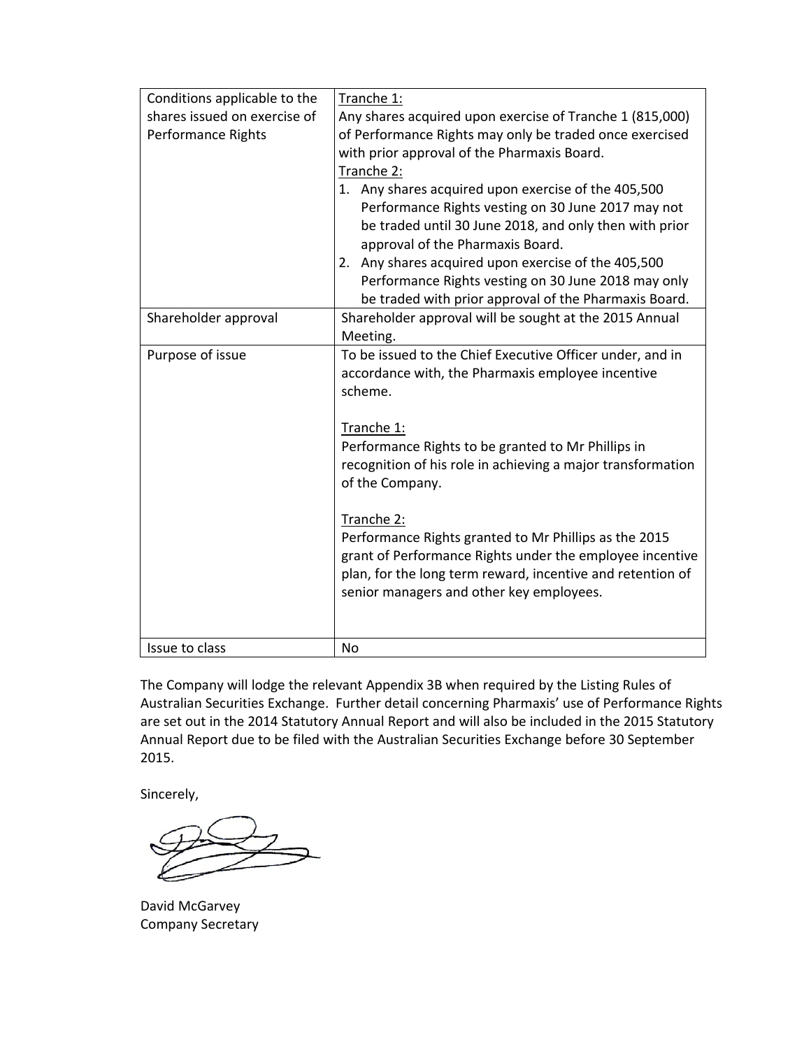| | |
|---|---|
| Conditions applicable to the shares issued on exercise of Performance Rights | Tranche 1:<br>Any shares acquired upon exercise of Tranche 1 (815,000) of Performance Rights may only be traded once exercised with prior approval of the Pharmaxis Board.<br>Tranche 2:<br>1. Any shares acquired upon exercise of the 405,500 Performance Rights vesting on 30 June 2017 may not be traded until 30 June 2018, and only then with prior approval of the Pharmaxis Board.<br>2. Any shares acquired upon exercise of the 405,500 Performance Rights vesting on 30 June 2018 may only be traded with prior approval of the Pharmaxis Board. |
| Shareholder approval | Shareholder approval will be sought at the 2015 Annual Meeting. |
| Purpose of issue | To be issued to the Chief Executive Officer under, and in accordance with, the Pharmaxis employee incentive scheme.<br><br>Tranche 1:<br>Performance Rights to be granted to Mr Phillips in recognition of his role in achieving a major transformation of the Company.<br><br>Tranche 2:<br>Performance Rights granted to Mr Phillips as the 2015 grant of Performance Rights under the employee incentive plan, for the long term reward, incentive and retention of senior managers and other key employees. |
| Issue to class | No |

The Company will lodge the relevant Appendix 3B when required by the Listing Rules of Australian Securities Exchange. Further detail concerning Pharmaxis' use of Performance Rights are set out in the 2014 Statutory Annual Report and will also be included in the 2015 Statutory Annual Report due to be filed with the Australian Securities Exchange before 30 September 2015.

Sincerely,

David McGarvey
Company Secretary